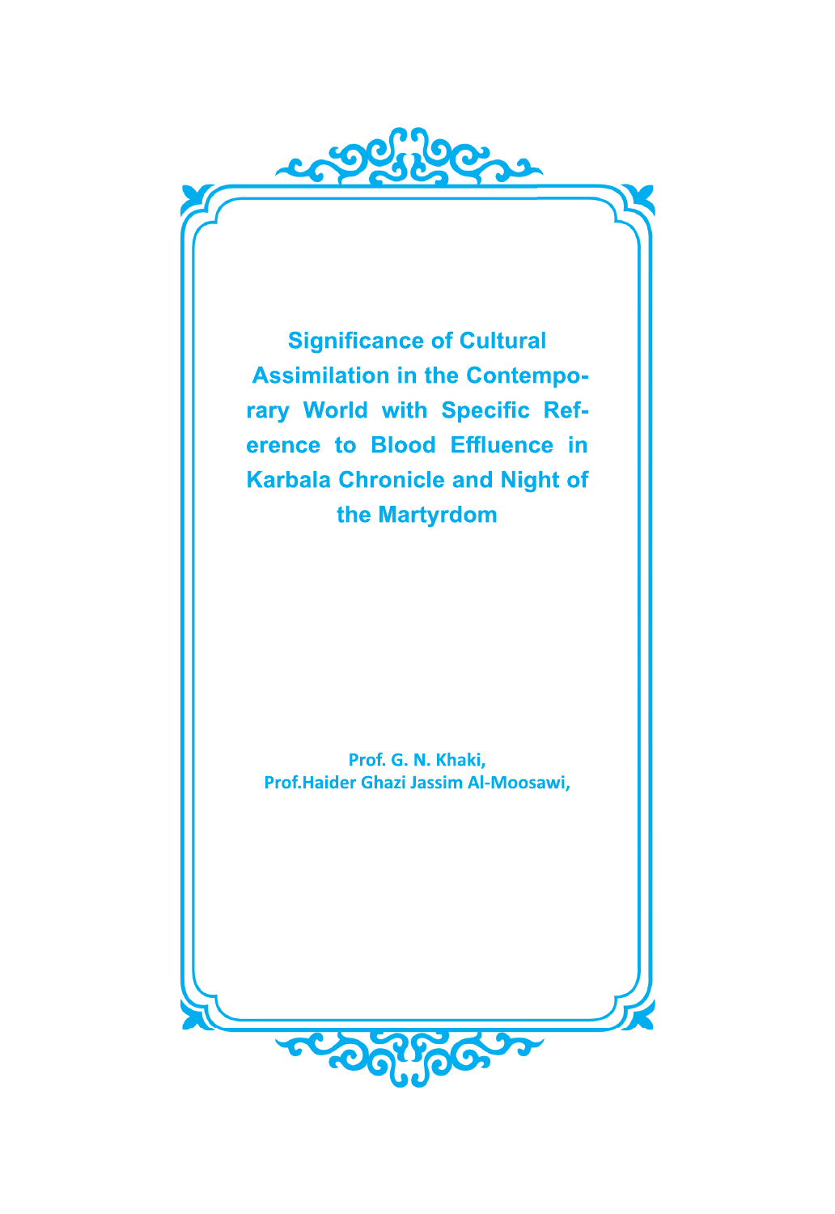# Significance of Cultural Assimilation in the Contemporary World with Specific Reference to Blood Effluence in Karbala Chronicle and Night of the Martyrdom

**Prof. G. N. Khaki,**
**Prof.Haider Ghazi Jassim Al-Moosawi,**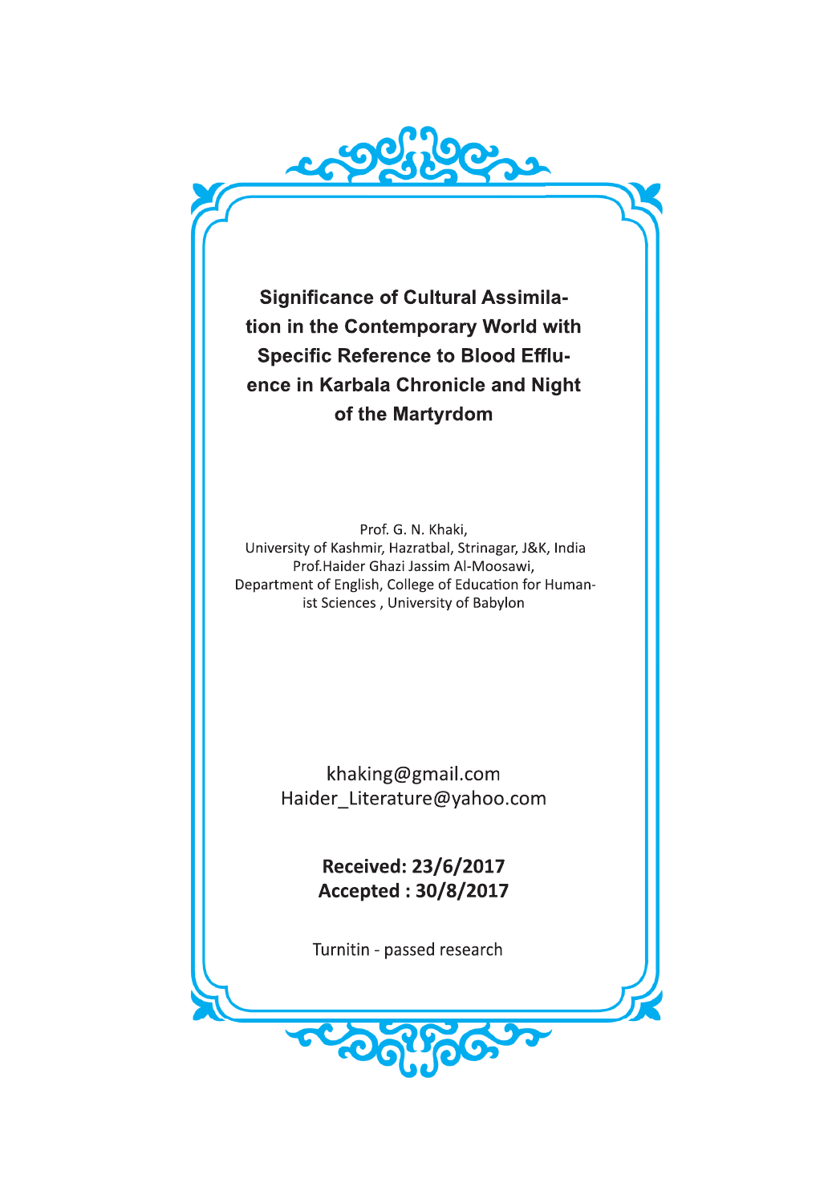# Significance of Cultural Assimilation in the Contemporary World with Specific Reference to Blood Effluence in Karbala Chronicle and Night of the Martyrdom

Prof. G. N. Khaki,
University of Kashmir, Hazratbal, Strinagar, J&K, India
Prof.Haider Ghazi Jassim Al-Moosawi,
Department of English, College of Education for Humanist Sciences , University of Babylon

khaking@gmail.com
Haider_Literature@yahoo.com

**Received: 23/6/2017**
**Accepted : 30/8/2017**

Turnitin - passed research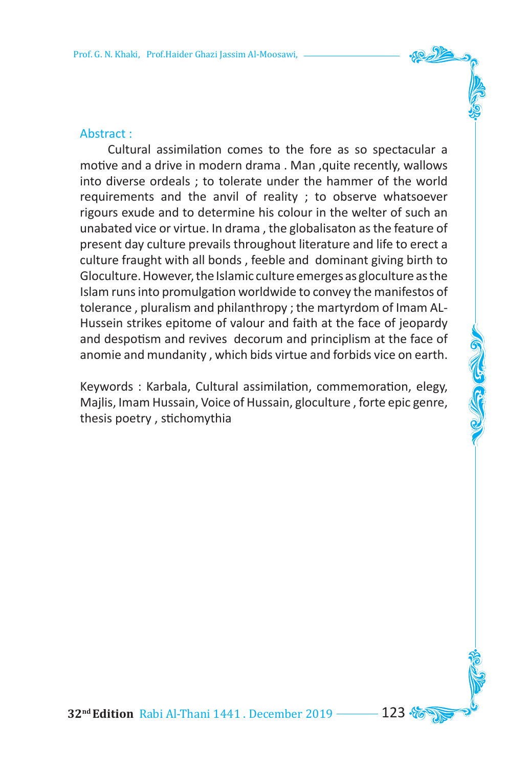## Abstract :

Cultural assimilation comes to the fore as so spectacular a motive and a drive in modern drama . Man ,quite recently, wallows into diverse ordeals ; to tolerate under the hammer of the world requirements and the anvil of reality ; to observe whatsoever rigours exude and to determine his colour in the welter of such an unabated vice or virtue. In drama , the globalisaton as the feature of present day culture prevails throughout literature and life to erect a culture fraught with all bonds , feeble and dominant giving birth to Gloculture. However, the Islamic culture emerges as gloculture as the Islam runs into promulgation worldwide to convey the manifestos of tolerance , pluralism and philanthropy ; the martyrdom of Imam AL-Hussein strikes epitome of valour and faith at the face of jeopardy and despotism and revives decorum and principlism at the face of anomie and mundanity , which bids virtue and forbids vice on earth.

Keywords : Karbala, Cultural assimilation, commemoration, elegy, Majlis, Imam Hussain, Voice of Hussain, gloculture , forte epic genre, thesis poetry , stichomythia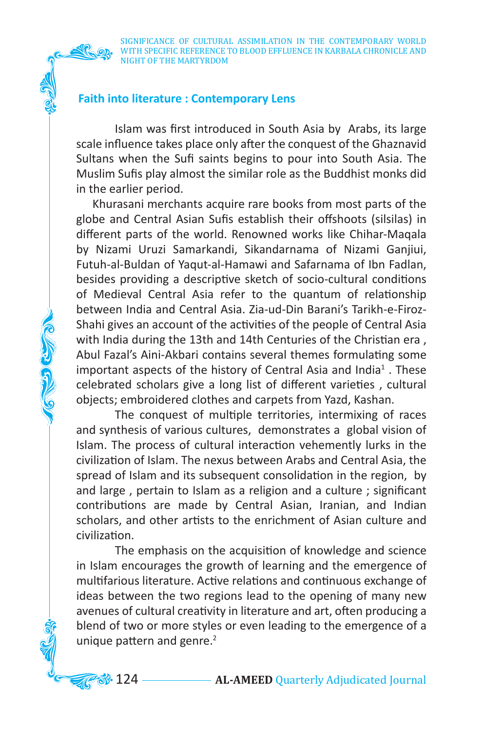## Faith into literature : Contemporary Lens

Islam was first introduced in South Asia by Arabs, its large scale influence takes place only after the conquest of the Ghaznavid Sultans when the Sufi saints begins to pour into South Asia. The Muslim Sufis play almost the similar role as the Buddhist monks did in the earlier period.

Khurasani merchants acquire rare books from most parts of the globe and Central Asian Sufis establish their offshoots (silsilas) in different parts of the world. Renowned works like Chihar-Maqala by Nizami Uruzi Samarkandi, Sikandarnama of Nizami Ganjiui, Futuh-al-Buldan of Yaqut-al-Hamawi and Safarnama of Ibn Fadlan, besides providing a descriptive sketch of socio-cultural conditions of Medieval Central Asia refer to the quantum of relationship between India and Central Asia. Zia-ud-Din Barani's Tarikh-e-Firoz-Shahi gives an account of the activities of the people of Central Asia with India during the 13th and 14th Centuries of the Christian era , Abul Fazal's Aini-Akbari contains several themes formulating some important aspects of the history of Central Asia and India[1] . These celebrated scholars give a long list of different varieties , cultural objects; embroidered clothes and carpets from Yazd, Kashan.

The conquest of multiple territories, intermixing of races and synthesis of various cultures, demonstrates a global vision of Islam. The process of cultural interaction vehemently lurks in the civilization of Islam. The nexus between Arabs and Central Asia, the spread of Islam and its subsequent consolidation in the region, by and large , pertain to Islam as a religion and a culture ; significant contributions are made by Central Asian, Iranian, and Indian scholars, and other artists to the enrichment of Asian culture and civilization.

The emphasis on the acquisition of knowledge and science in Islam encourages the growth of learning and the emergence of multifarious literature. Active relations and continuous exchange of ideas between the two regions lead to the opening of many new avenues of cultural creativity in literature and art, often producing a blend of two or more styles or even leading to the emergence of a unique pattern and genre.[2]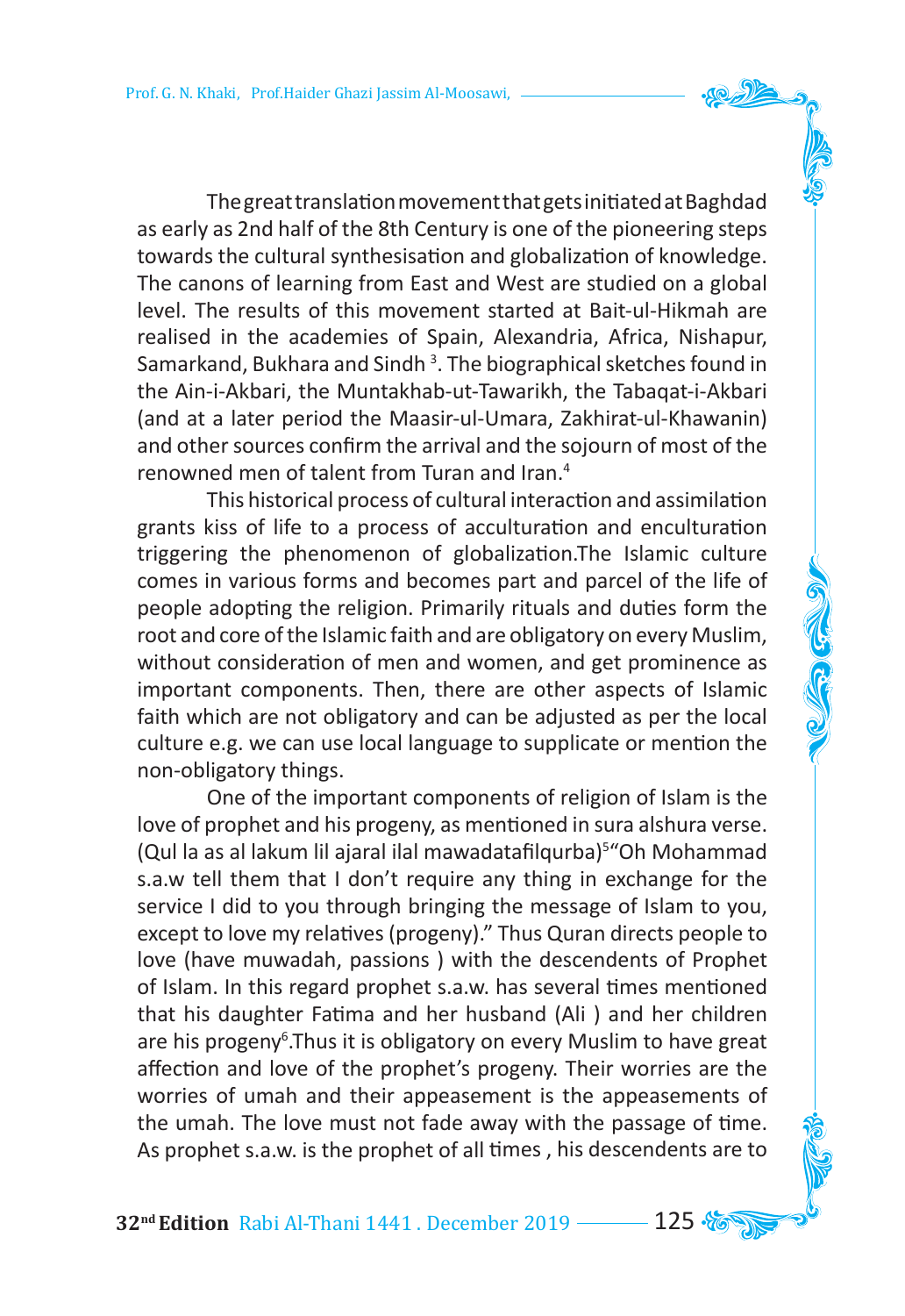The great translation movement that gets initiated at Baghdad as early as 2nd half of the 8th Century is one of the pioneering steps towards the cultural synthesisation and globalization of knowledge. The canons of learning from East and West are studied on a global level. The results of this movement started at Bait-ul-Hikmah are realised in the academies of Spain, Alexandria, Africa, Nishapur, Samarkand, Bukhara and Sindh [3]. The biographical sketches found in the Ain-i-Akbari, the Muntakhab-ut-Tawarikh, the Tabaqat-i-Akbari (and at a later period the Maasir-ul-Umara, Zakhirat-ul-Khawanin) and other sources confirm the arrival and the sojourn of most of the renowned men of talent from Turan and Iran.[4]

This historical process of cultural interaction and assimilation grants kiss of life to a process of acculturation and enculturation triggering the phenomenon of globalization.The Islamic culture comes in various forms and becomes part and parcel of the life of people adopting the religion. Primarily rituals and duties form the root and core of the Islamic faith and are obligatory on every Muslim, without consideration of men and women, and get prominence as important components. Then, there are other aspects of Islamic faith which are not obligatory and can be adjusted as per the local culture e.g. we can use local language to supplicate or mention the non-obligatory things.

One of the important components of religion of Islam is the love of prophet and his progeny, as mentioned in sura alshura verse. (Qul la as al lakum lil ajaral ilal mawadatafilqurba)[5]"Oh Mohammad s.a.w tell them that I don't require any thing in exchange for the service I did to you through bringing the message of Islam to you, except to love my relatives (progeny)." Thus Quran directs people to love (have muwadah, passions ) with the descendents of Prophet of Islam. In this regard prophet s.a.w. has several times mentioned that his daughter Fatima and her husband (Ali ) and her children are his progeny[6].Thus it is obligatory on every Muslim to have great affection and love of the prophet's progeny. Their worries are the worries of umah and their appeasement is the appeasements of the umah. The love must not fade away with the passage of time. As prophet s.a.w. is the prophet of all times , his descendents are to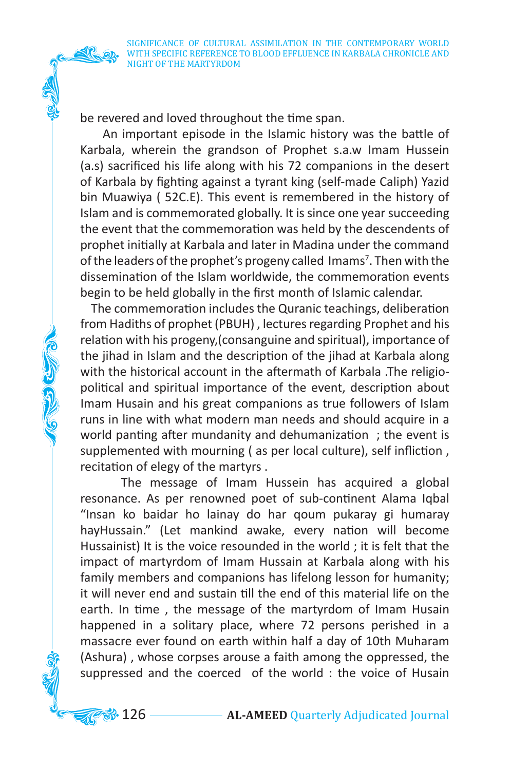be revered and loved throughout the time span.

An important episode in the Islamic history was the battle of Karbala, wherein the grandson of Prophet s.a.w Imam Hussein (a.s) sacrificed his life along with his 72 companions in the desert of Karbala by fighting against a tyrant king (self-made Caliph) Yazid bin Muawiya ( 52C.E). This event is remembered in the history of Islam and is commemorated globally. It is since one year succeeding the event that the commemoration was held by the descendents of prophet initially at Karbala and later in Madina under the command of the leaders of the prophet's progeny called Imams[7]. Then with the dissemination of the Islam worldwide, the commemoration events begin to be held globally in the first month of Islamic calendar.

The commemoration includes the Quranic teachings, deliberation from Hadiths of prophet (PBUH) , lectures regarding Prophet and his relation with his progeny,(consanguine and spiritual), importance of the jihad in Islam and the description of the jihad at Karbala along with the historical account in the aftermath of Karbala .The religio-political and spiritual importance of the event, description about Imam Husain and his great companions as true followers of Islam runs in line with what modern man needs and should acquire in a world panting after mundanity and dehumanization ; the event is supplemented with mourning ( as per local culture), self infliction , recitation of elegy of the martyrs .

The message of Imam Hussein has acquired a global resonance. As per renowned poet of sub-continent Alama Iqbal "Insan ko baidar ho lainay do har qoum pukaray gi humaray hayHussain." (Let mankind awake, every nation will become Hussainist) It is the voice resounded in the world ; it is felt that the impact of martyrdom of Imam Hussain at Karbala along with his family members and companions has lifelong lesson for humanity; it will never end and sustain till the end of this material life on the earth. In time , the message of the martyrdom of Imam Husain happened in a solitary place, where 72 persons perished in a massacre ever found on earth within half a day of 10th Muharam (Ashura) , whose corpses arouse a faith among the oppressed, the suppressed and the coerced of the world : the voice of Husain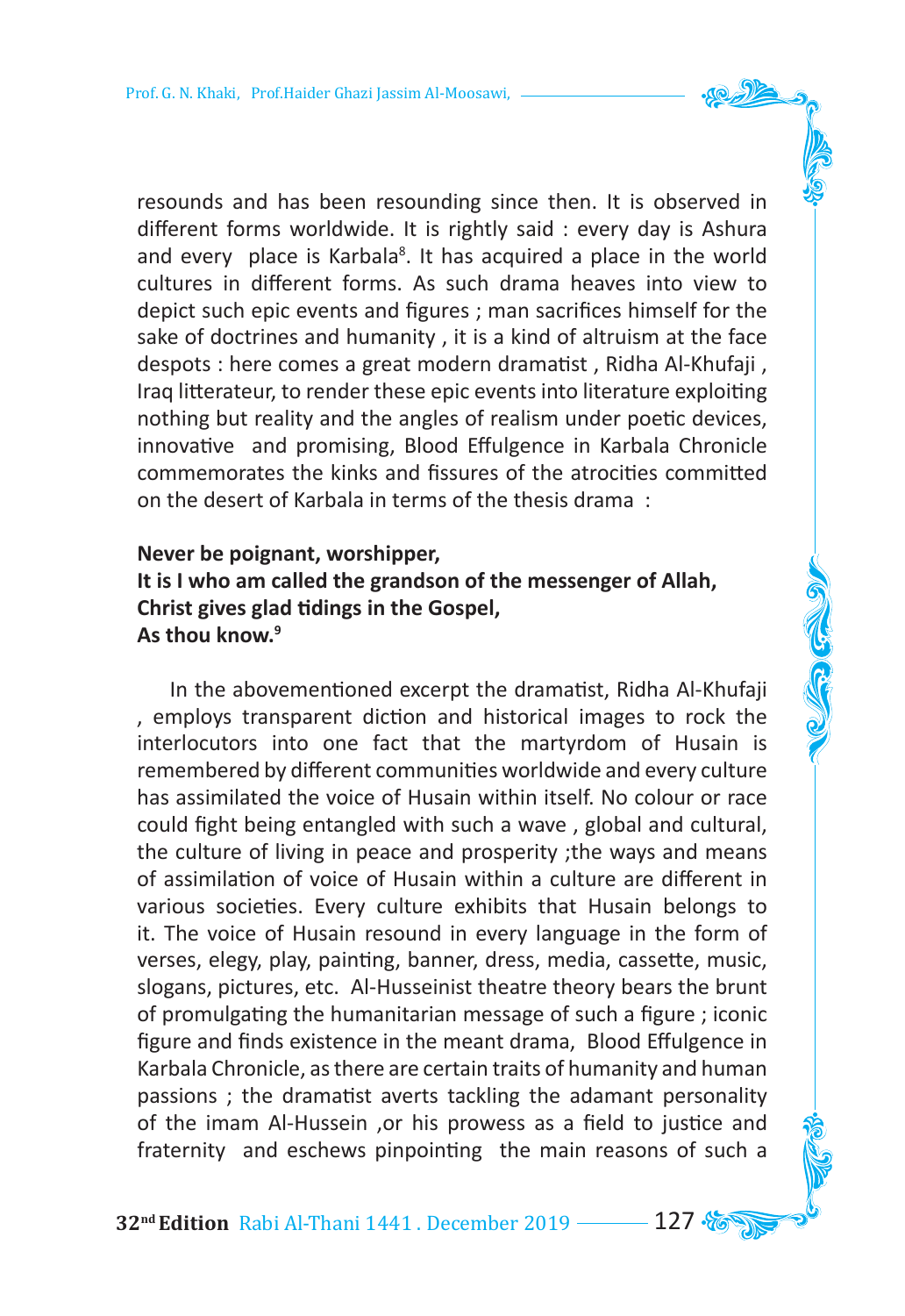resounds and has been resounding since then. It is observed in different forms worldwide. It is rightly said : every day is Ashura and every place is Karbala[8]. It has acquired a place in the world cultures in different forms. As such drama heaves into view to depict such epic events and figures ; man sacrifices himself for the sake of doctrines and humanity , it is a kind of altruism at the face despots : here comes a great modern dramatist , Ridha Al-Khufaji , Iraq litterateur, to render these epic events into literature exploiting nothing but reality and the angles of realism under poetic devices, innovative and promising, Blood Effulgence in Karbala Chronicle commemorates the kinks and fissures of the atrocities committed on the desert of Karbala in terms of the thesis drama :

**Never be poignant, worshipper,**
**It is I who am called the grandson of the messenger of Allah,**
**Christ gives glad tidings in the Gospel,**
**As thou know.**[9]

In the abovementioned excerpt the dramatist, Ridha Al-Khufaji , employs transparent diction and historical images to rock the interlocutors into one fact that the martyrdom of Husain is remembered by different communities worldwide and every culture has assimilated the voice of Husain within itself. No colour or race could fight being entangled with such a wave , global and cultural, the culture of living in peace and prosperity ;the ways and means of assimilation of voice of Husain within a culture are different in various societies. Every culture exhibits that Husain belongs to it. The voice of Husain resound in every language in the form of verses, elegy, play, painting, banner, dress, media, cassette, music, slogans, pictures, etc. Al-Husseinist theatre theory bears the brunt of promulgating the humanitarian message of such a figure ; iconic figure and finds existence in the meant drama, Blood Effulgence in Karbala Chronicle, as there are certain traits of humanity and human passions ; the dramatist averts tackling the adamant personality of the imam Al-Hussein ,or his prowess as a field to justice and fraternity and eschews pinpointing the main reasons of such a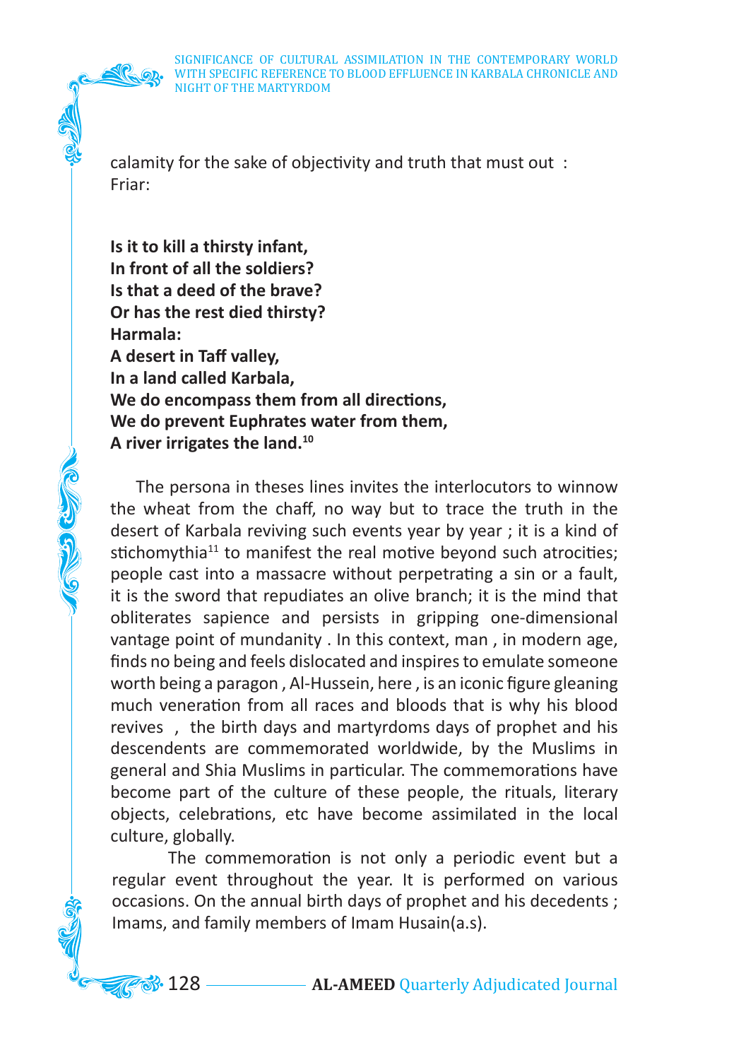calamity for the sake of objectivity and truth that must out :
Friar:

**Is it to kill a thirsty infant,**
**In front of all the soldiers?**
**Is that a deed of the brave?**
**Or has the rest died thirsty?**
**Harmala:**
**A desert in Taff valley,**
**In a land called Karbala,**
**We do encompass them from all directions,**
**We do prevent Euphrates water from them,**
**A river irrigates the land.**[10]

The persona in theses lines invites the interlocutors to winnow the wheat from the chaff, no way but to trace the truth in the desert of Karbala reviving such events year by year ; it is a kind of stichomythia[11] to manifest the real motive beyond such atrocities; people cast into a massacre without perpetrating a sin or a fault, it is the sword that repudiates an olive branch; it is the mind that obliterates sapience and persists in gripping one-dimensional vantage point of mundanity . In this context, man , in modern age, finds no being and feels dislocated and inspires to emulate someone worth being a paragon , Al-Hussein, here , is an iconic figure gleaning much veneration from all races and bloods that is why his blood revives , the birth days and martyrdoms days of prophet and his descendents are commemorated worldwide, by the Muslims in general and Shia Muslims in particular. The commemorations have become part of the culture of these people, the rituals, literary objects, celebrations, etc have become assimilated in the local culture, globally.

The commemoration is not only a periodic event but a regular event throughout the year. It is performed on various occasions. On the annual birth days of prophet and his decedents ; Imams, and family members of Imam Husain(a.s).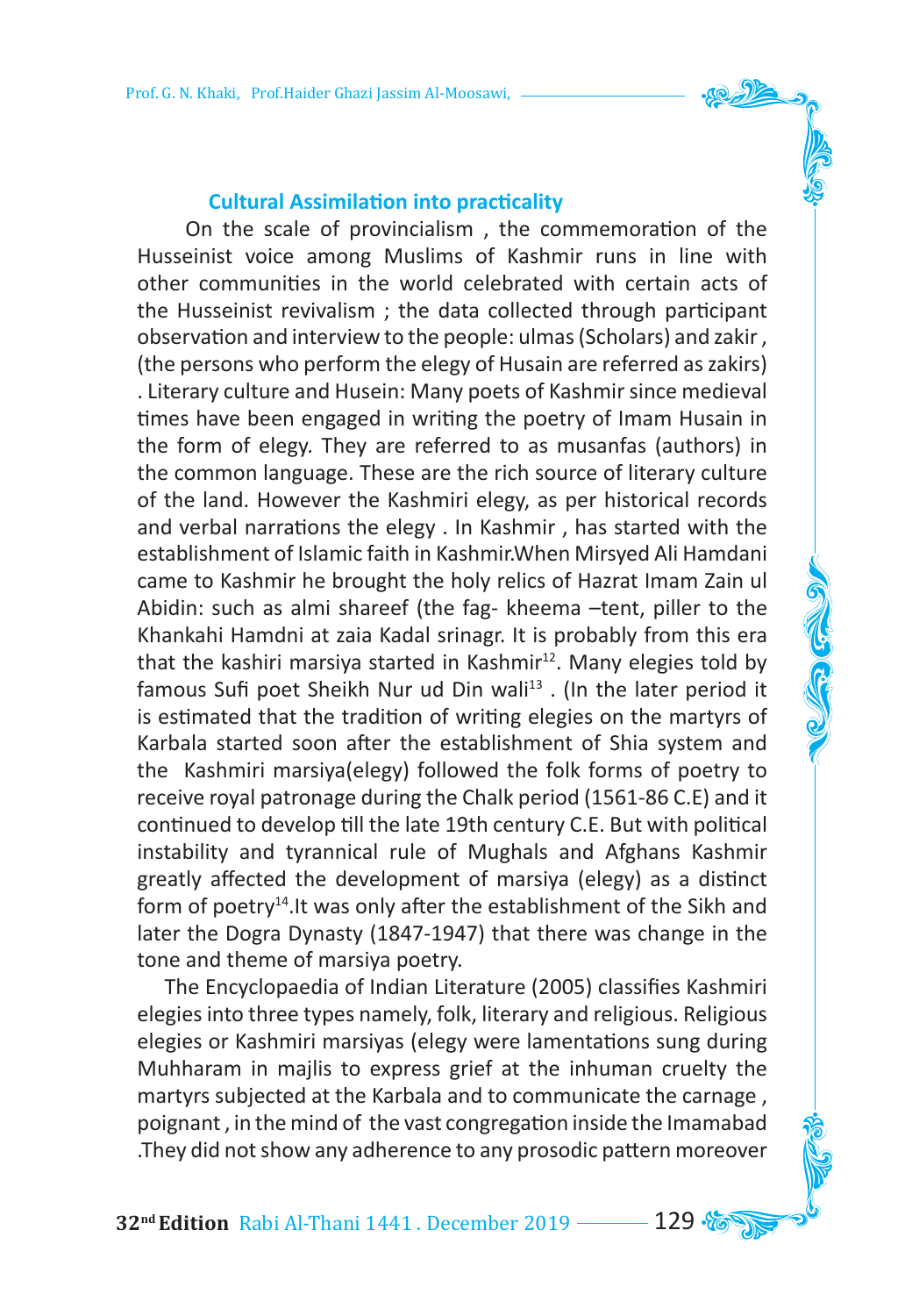### Cultural Assimilation into practicality

On the scale of provincialism , the commemoration of the Husseinist voice among Muslims of Kashmir runs in line with other communities in the world celebrated with certain acts of the Husseinist revivalism ; the data collected through participant observation and interview to the people: ulmas (Scholars) and zakir , (the persons who perform the elegy of Husain are referred as zakirs) . Literary culture and Husein: Many poets of Kashmir since medieval times have been engaged in writing the poetry of Imam Husain in the form of elegy. They are referred to as musanfas (authors) in the common language. These are the rich source of literary culture of the land. However the Kashmiri elegy, as per historical records and verbal narrations the elegy . In Kashmir , has started with the establishment of Islamic faith in Kashmir.When Mirsyed Ali Hamdani came to Kashmir he brought the holy relics of Hazrat Imam Zain ul Abidin: such as almi shareef (the fag- kheema –tent, piller to the Khankahi Hamdni at zaia Kadal srinagr. It is probably from this era that the kashiri marsiya started in Kashmir[12]. Many elegies told by famous Sufi poet Sheikh Nur ud Din wali[13] . (In the later period it is estimated that the tradition of writing elegies on the martyrs of Karbala started soon after the establishment of Shia system and the Kashmiri marsiya(elegy) followed the folk forms of poetry to receive royal patronage during the Chalk period (1561-86 C.E) and it continued to develop till the late 19th century C.E. But with political instability and tyrannical rule of Mughals and Afghans Kashmir greatly affected the development of marsiya (elegy) as a distinct form of poetry[14].It was only after the establishment of the Sikh and later the Dogra Dynasty (1847-1947) that there was change in the tone and theme of marsiya poetry.

The Encyclopaedia of Indian Literature (2005) classifies Kashmiri elegies into three types namely, folk, literary and religious. Religious elegies or Kashmiri marsiyas (elegy were lamentations sung during Muharam in majlis to express grief at the inhuman cruelty the martyrs subjected at the Karbala and to communicate the carnage , poignant , in the mind of the vast congregation inside the Imamabad .They did not show any adherence to any prosodic pattern moreover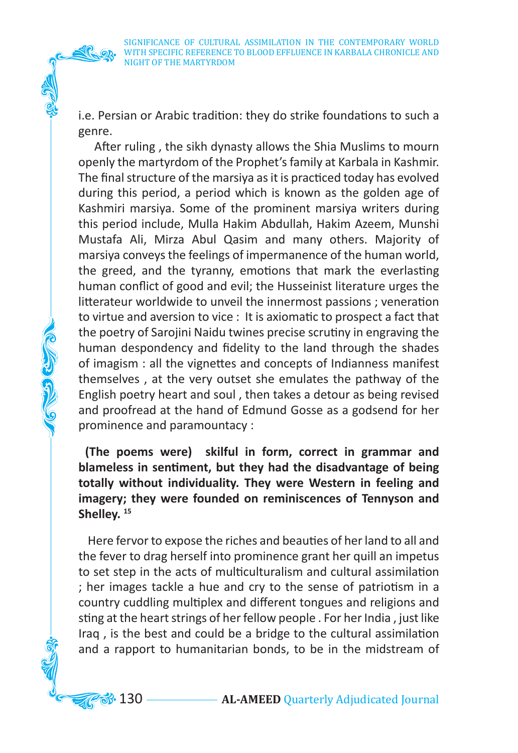i.e. Persian or Arabic tradition: they do strike foundations to such a genre.

After ruling , the sikh dynasty allows the Shia Muslims to mourn openly the martyrdom of the Prophet's family at Karbala in Kashmir. The final structure of the marsiya as it is practiced today has evolved during this period, a period which is known as the golden age of Kashmiri marsiya. Some of the prominent marsiya writers during this period include, Mulla Hakim Abdullah, Hakim Azeem, Munshi Mustafa Ali, Mirza Abul Qasim and many others. Majority of marsiya conveys the feelings of impermanence of the human world, the greed, and the tyranny, emotions that mark the everlasting human conflict of good and evil; the Husseinist literature urges the litterateur worldwide to unveil the innermost passions ; veneration to virtue and aversion to vice : It is axiomatic to prospect a fact that the poetry of Sarojini Naidu twines precise scrutiny in engraving the human despondency and fidelity to the land through the shades of imagism : all the vignettes and concepts of Indianness manifest themselves , at the very outset she emulates the pathway of the English poetry heart and soul , then takes a detour as being revised and proofread at the hand of Edmund Gosse as a godsend for her prominence and paramountacy :

**(The poems were) skilful in form, correct in grammar and blameless in sentiment, but they had the disadvantage of being totally without individuality. They were Western in feeling and imagery; they were founded on reminiscences of Tennyson and Shelley.** [15]

Here fervor to expose the riches and beauties of her land to all and the fever to drag herself into prominence grant her quill an impetus to set step in the acts of multiculturalism and cultural assimilation ; her images tackle a hue and cry to the sense of patriotism in a country cuddling multiplex and different tongues and religions and sting at the heart strings of her fellow people . For her India , just like Iraq , is the best and could be a bridge to the cultural assimilation and a rapport to humanitarian bonds, to be in the midstream of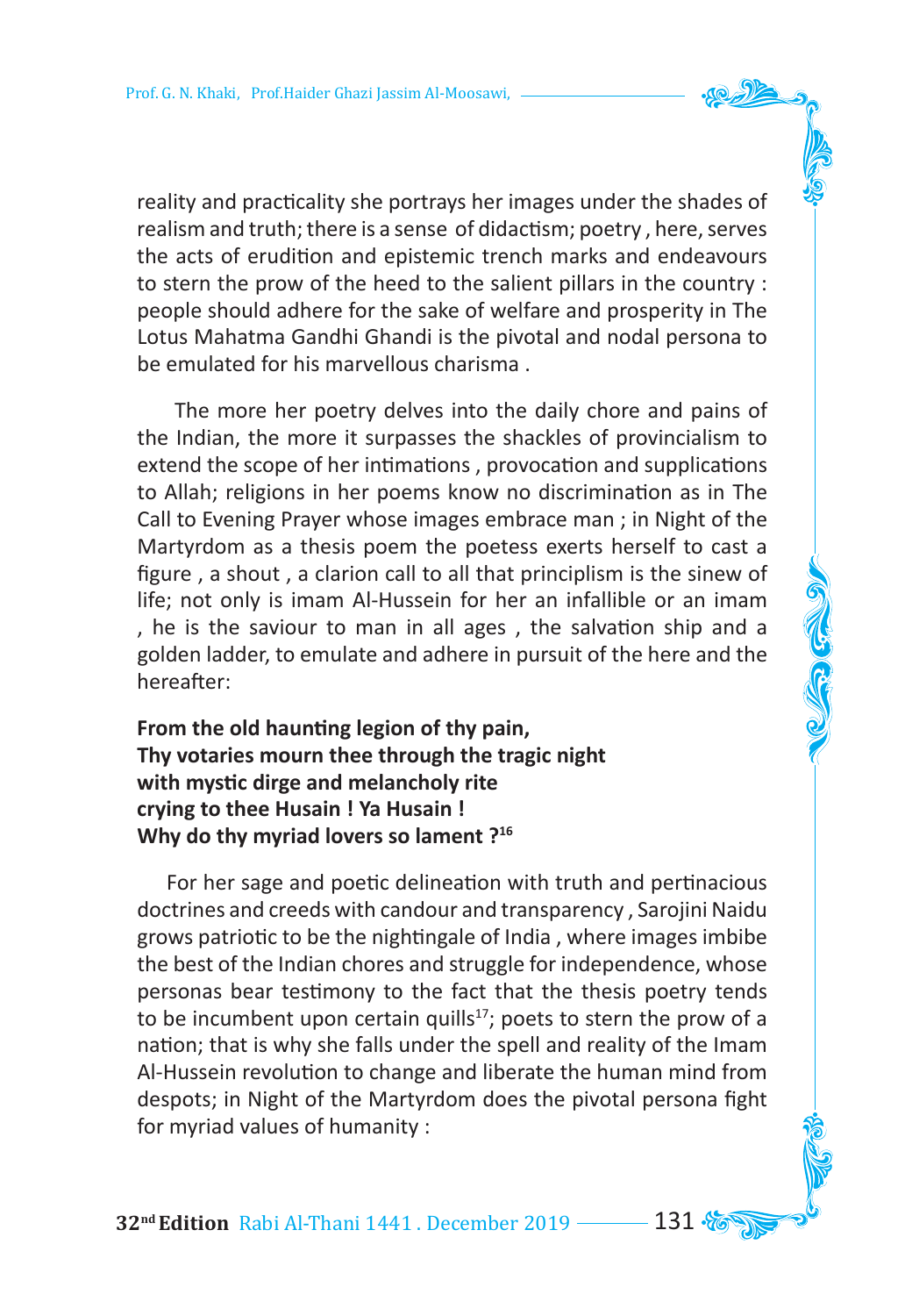reality and practicality she portrays her images under the shades of realism and truth; there is a sense of didactism; poetry , here, serves the acts of erudition and epistemic trench marks and endeavours to stern the prow of the heed to the salient pillars in the country : people should adhere for the sake of welfare and prosperity in The Lotus Mahatma Gandhi Ghandi is the pivotal and nodal persona to be emulated for his marvellous charisma .

The more her poetry delves into the daily chore and pains of the Indian, the more it surpasses the shackles of provincialism to extend the scope of her intimations , provocation and supplications to Allah; religions in her poems know no discrimination as in The Call to Evening Prayer whose images embrace man ; in Night of the Martyrdom as a thesis poem the poetess exerts herself to cast a figure , a shout , a clarion call to all that principlism is the sinew of life; not only is imam Al-Hussein for her an infallible or an imam , he is the saviour to man in all ages , the salvation ship and a golden ladder, to emulate and adhere in pursuit of the here and the hereafter:

**From the old haunting legion of thy pain,**
**Thy votaries mourn thee through the tragic night**
**with mystic dirge and melancholy rite**
**crying to thee Husain ! Ya Husain !**
**Why do thy myriad lovers so lament ?**[16]

For her sage and poetic delineation with truth and pertinacious doctrines and creeds with candour and transparency , Sarojini Naidu grows patriotic to be the nightingale of India , where images imbibe the best of the Indian chores and struggle for independence, whose personas bear testimony to the fact that the thesis poetry tends to be incumbent upon certain quills[17]; poets to stern the prow of a nation; that is why she falls under the spell and reality of the Imam Al-Hussein revolution to change and liberate the human mind from despots; in Night of the Martyrdom does the pivotal persona fight for myriad values of humanity :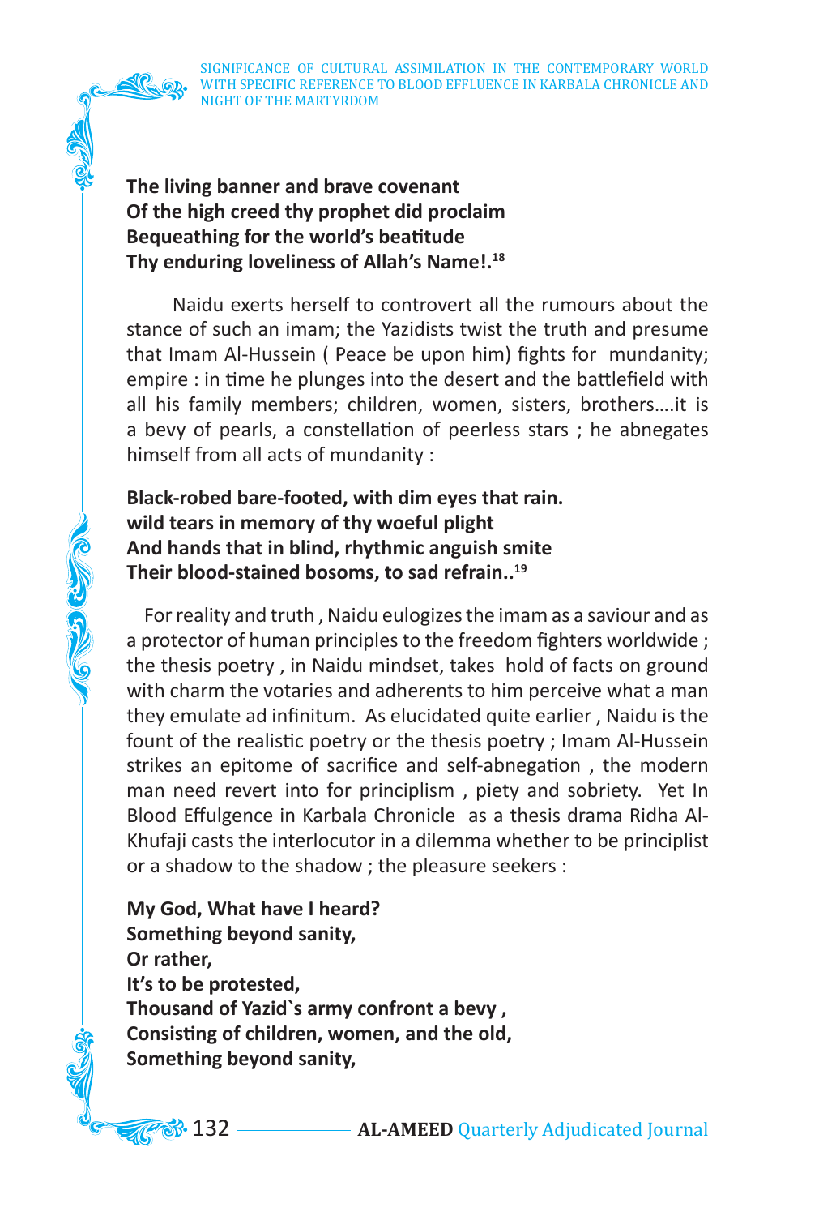**The living banner and brave covenant**
**Of the high creed thy prophet did proclaim**
**Bequeathing for the world's beatitude**
**Thy enduring loveliness of Allah's Name!.**[18]

Naidu exerts herself to controvert all the rumours about the stance of such an imam; the Yazidists twist the truth and presume that Imam Al-Hussein ( Peace be upon him) fights for mundanity; empire : in time he plunges into the desert and the battlefield with all his family members; children, women, sisters, brothers….it is a bevy of pearls, a constellation of peerless stars ; he abnegates himself from all acts of mundanity :

**Black-robed bare-footed, with dim eyes that rain.**
**wild tears in memory of thy woeful plight**
**And hands that in blind, rhythmic anguish smite**
**Their blood-stained bosoms, to sad refrain..**[19]

For reality and truth , Naidu eulogizes the imam as a saviour and as a protector of human principles to the freedom fighters worldwide ; the thesis poetry , in Naidu mindset, takes hold of facts on ground with charm the votaries and adherents to him perceive what a man they emulate ad infinitum. As elucidated quite earlier , Naidu is the fount of the realistic poetry or the thesis poetry ; Imam Al-Hussein strikes an epitome of sacrifice and self-abnegation , the modern man need revert into for principlism , piety and sobriety. Yet In Blood Effulgence in Karbala Chronicle as a thesis drama Ridha Al-Khufaji casts the interlocutor in a dilemma whether to be principlist or a shadow to the shadow ; the pleasure seekers :

**My God, What have I heard?**
**Something beyond sanity,**
**Or rather,**
**It's to be protested,**
**Thousand of Yazid`s army confront a bevy ,**
**Consisting of children, women, and the old,**
**Something beyond sanity,**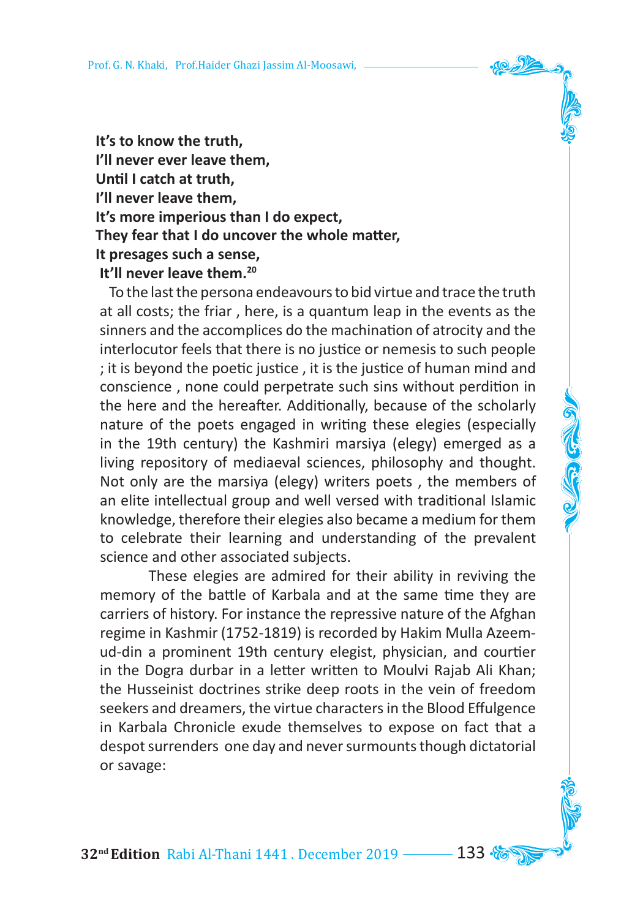**It's to know the truth,**
**I'll never ever leave them,**
**Until I catch at truth,**
**I'll never leave them,**
**It's more imperious than I do expect,**
**They fear that I do uncover the whole matter,**
**It presages such a sense,**
**It'll never leave them.[20]**

To the last the persona endeavours to bid virtue and trace the truth at all costs; the friar , here, is a quantum leap in the events as the sinners and the accomplices do the machination of atrocity and the interlocutor feels that there is no justice or nemesis to such people ; it is beyond the poetic justice , it is the justice of human mind and conscience , none could perpetrate such sins without perdition in the here and the hereafter. Additionally, because of the scholarly nature of the poets engaged in writing these elegies (especially in the 19th century) the Kashmiri marsiya (elegy) emerged as a living repository of mediaeval sciences, philosophy and thought. Not only are the marsiya (elegy) writers poets , the members of an elite intellectual group and well versed with traditional Islamic knowledge, therefore their elegies also became a medium for them to celebrate their learning and understanding of the prevalent science and other associated subjects.

These elegies are admired for their ability in reviving the memory of the battle of Karbala and at the same time they are carriers of history. For instance the repressive nature of the Afghan regime in Kashmir (1752-1819) is recorded by Hakim Mulla Azeem-ud-din a prominent 19th century elegist, physician, and courtier in the Dogra durbar in a letter written to Moulvi Rajab Ali Khan; the Husseinist doctrines strike deep roots in the vein of freedom seekers and dreamers, the virtue characters in the Blood Effulgence in Karbala Chronicle exude themselves to expose on fact that a despot surrenders one day and never surmounts though dictatorial or savage: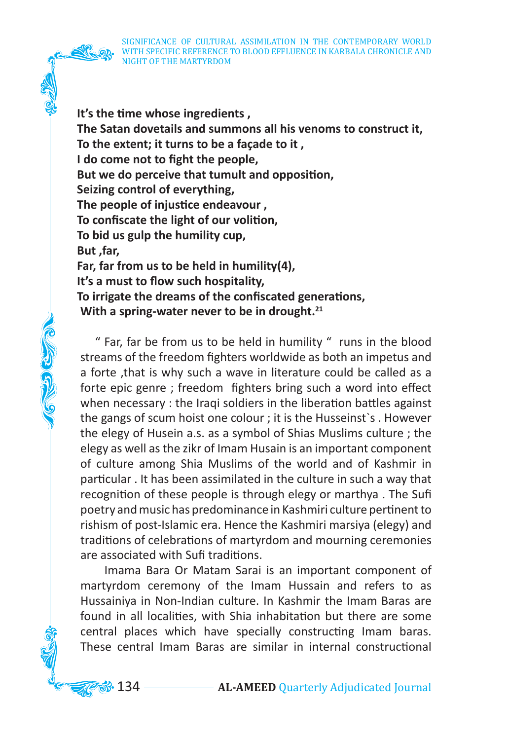**It's the time whose ingredients ,**
**The Satan dovetails and summons all his venoms to construct it,**
**To the extent; it turns to be a façade to it ,**
**I do come not to fight the people,**
**But we do perceive that tumult and opposition,**
**Seizing control of everything,**
**The people of injustice endeavour ,**
**To confiscate the light of our volition,**
**To bid us gulp the humility cup,**
**But ,far,**
**Far, far from us to be held in humility(4),**
**It's a must to flow such hospitality,**
**To irrigate the dreams of the confiscated generations,**
**With a spring-water never to be in drought.[21]**

" Far, far be from us to be held in humility " runs in the blood streams of the freedom fighters worldwide as both an impetus and a forte ,that is why such a wave in literature could be called as a forte epic genre ; freedom fighters bring such a word into effect when necessary : the Iraqi soldiers in the liberation battles against the gangs of scum hoist one colour ; it is the Husseinst`s . However the elegy of Husein a.s. as a symbol of Shias Muslims culture ; the elegy as well as the zikr of Imam Husain is an important component of culture among Shia Muslims of the world and of Kashmir in particular . It has been assimilated in the culture in such a way that recognition of these people is through elegy or marthya . The Sufi poetry and music has predominance in Kashmiri culture pertinent to rishism of post-Islamic era. Hence the Kashmiri marsiya (elegy) and traditions of celebrations of martyrdom and mourning ceremonies are associated with Sufi traditions.

Imama Bara Or Matam Sarai is an important component of martyrdom ceremony of the Imam Hussain and refers to as Hussainiya in Non-Indian culture. In Kashmir the Imam Baras are found in all localities, with Shia inhabitation but there are some central places which have specially constructing Imam baras. These central Imam Baras are similar in internal constructional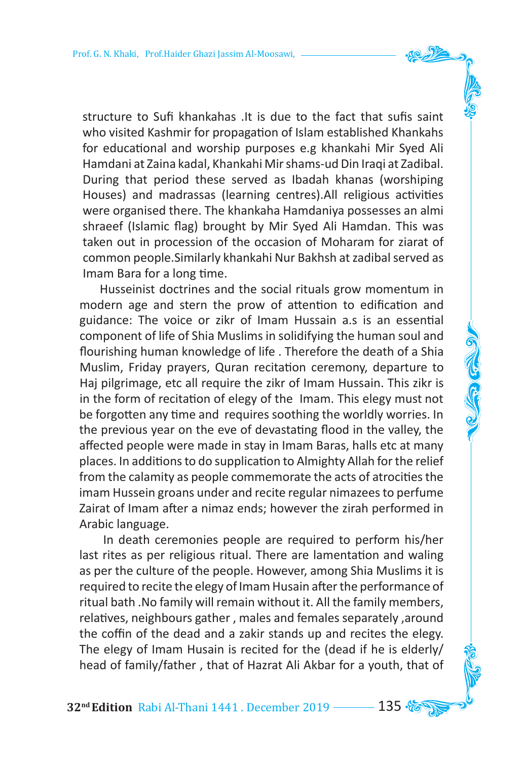structure to Sufi khankahas .It is due to the fact that sufis saint who visited Kashmir for propagation of Islam established Khankahs for educational and worship purposes e.g khankahi Mir Syed Ali Hamdani at Zaina kadal, Khankahi Mir shams-ud Din Iraqi at Zadibal. During that period these served as Ibadah khanas (worshiping Houses) and madrassas (learning centres).All religious activities were organised there. The khankaha Hamdaniya possesses an almi shraeef (Islamic flag) brought by Mir Syed Ali Hamdan. This was taken out in procession of the occasion of Moharam for ziarat of common people.Similarly khankahi Nur Bakhsh at zadibal served as Imam Bara for a long time.

Husseinist doctrines and the social rituals grow momentum in modern age and stern the prow of attention to edification and guidance: The voice or zikr of Imam Hussain a.s is an essential component of life of Shia Muslims in solidifying the human soul and flourishing human knowledge of life . Therefore the death of a Shia Muslim, Friday prayers, Quran recitation ceremony, departure to Haj pilgrimage, etc all require the zikr of Imam Hussain. This zikr is in the form of recitation of elegy of the Imam. This elegy must not be forgotten any time and requires soothing the worldly worries. In the previous year on the eve of devastating flood in the valley, the affected people were made in stay in Imam Baras, halls etc at many places. In additions to do supplication to Almighty Allah for the relief from the calamity as people commemorate the acts of atrocities the imam Hussein groans under and recite regular nimazees to perfume Zairat of Imam after a nimaz ends; however the zirah performed in Arabic language.

In death ceremonies people are required to perform his/her last rites as per religious ritual. There are lamentation and waling as per the culture of the people. However, among Shia Muslims it is required to recite the elegy of Imam Husain after the performance of ritual bath .No family will remain without it. All the family members, relatives, neighbours gather , males and females separately ,around the coffin of the dead and a zakir stands up and recites the elegy. The elegy of Imam Husain is recited for the (dead if he is elderly/ head of family/father , that of Hazrat Ali Akbar for a youth, that of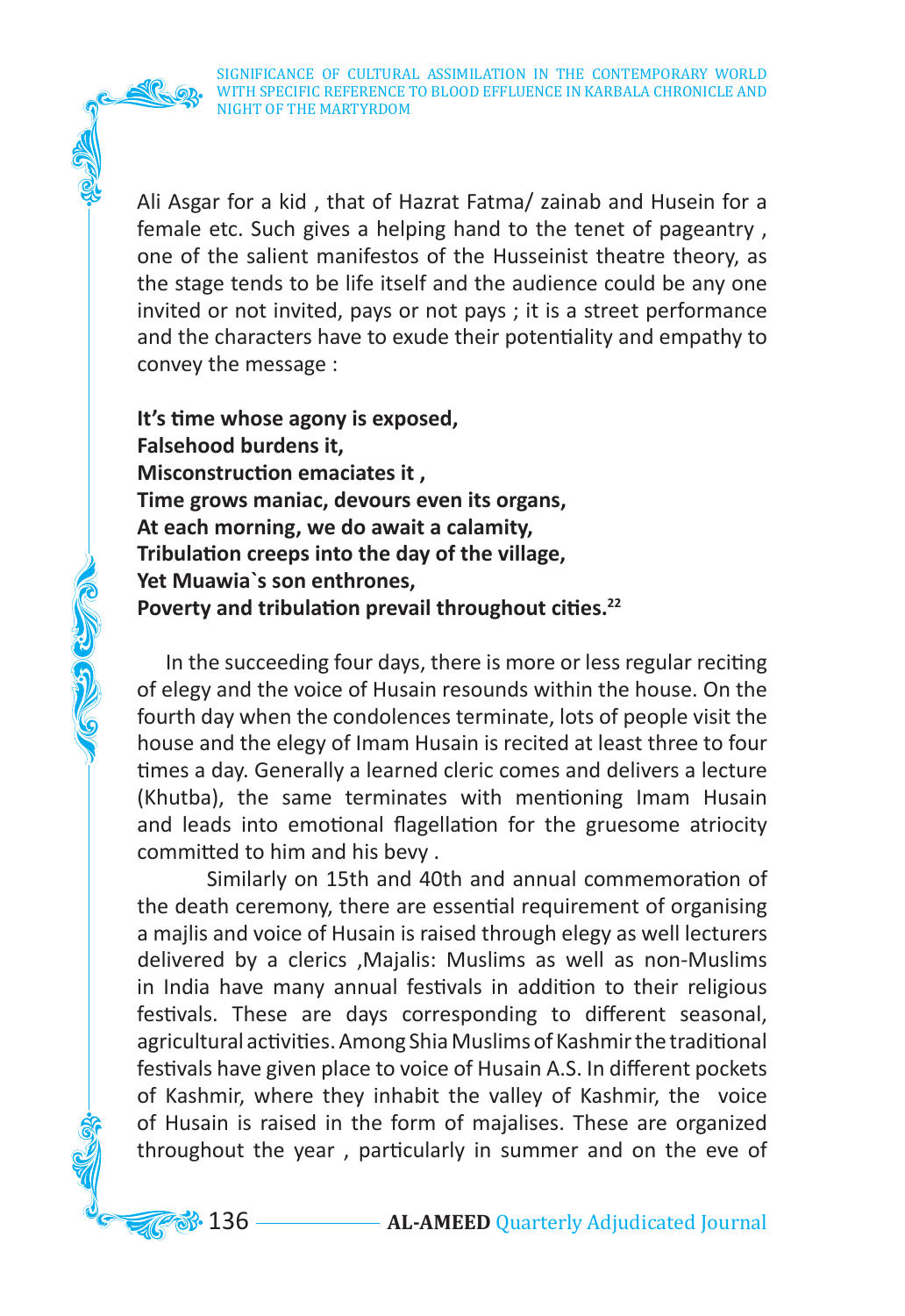Ali Asgar for a kid , that of Hazrat Fatma/ zainab and Husein for a female etc. Such gives a helping hand to the tenet of pageantry , one of the salient manifestos of the Husseinist theatre theory, as the stage tends to be life itself and the audience could be any one invited or not invited, pays or not pays ; it is a street performance and the characters have to exude their potentiality and empathy to convey the message :

**It's time whose agony is exposed,**
**Falsehood burdens it,**
**Misconstruction emaciates it ,**
**Time grows maniac, devours even its organs,**
**At each morning, we do await a calamity,**
**Tribulation creeps into the day of the village,**
**Yet Muawia`s son enthrones,**
**Poverty and tribulation prevail throughout cities.**[22]

In the succeeding four days, there is more or less regular reciting of elegy and the voice of Husain resounds within the house. On the fourth day when the condolences terminate, lots of people visit the house and the elegy of Imam Husain is recited at least three to four times a day. Generally a learned cleric comes and delivers a lecture (Khutba), the same terminates with mentioning Imam Husain and leads into emotional flagellation for the gruesome atriocity committed to him and his bevy .

Similarly on 15th and 40th and annual commemoration of the death ceremony, there are essential requirement of organising a majlis and voice of Husain is raised through elegy as well lecturers delivered by a clerics ,Majalis: Muslims as well as non-Muslims in India have many annual festivals in addition to their religious festivals. These are days corresponding to different seasonal, agricultural activities. Among Shia Muslims of Kashmir the traditional festivals have given place to voice of Husain A.S. In different pockets of Kashmir, where they inhabit the valley of Kashmir, the voice of Husain is raised in the form of majalises. These are organized throughout the year , particularly in summer and on the eve of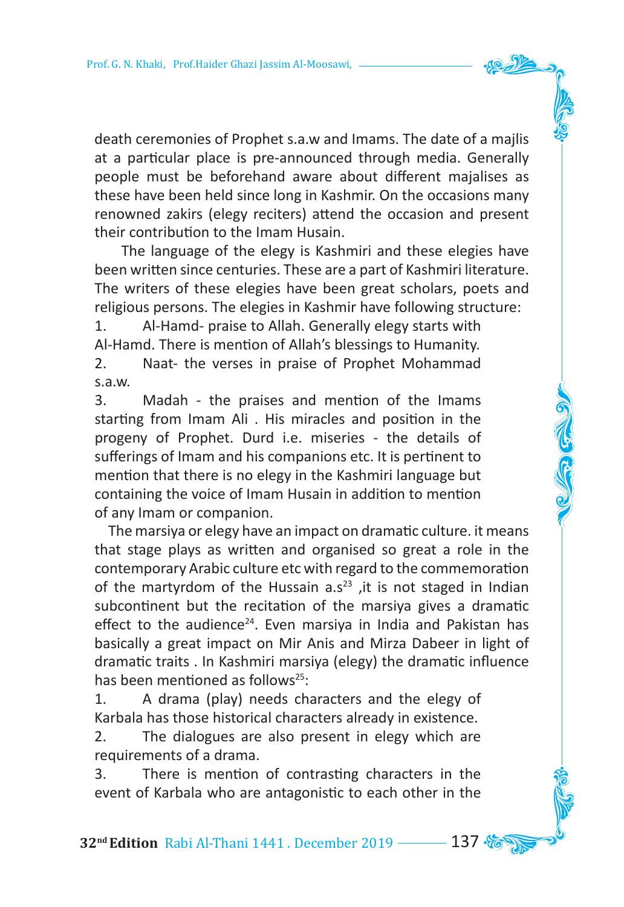death ceremonies of Prophet s.a.w and Imams. The date of a majlis at a particular place is pre-announced through media. Generally people must be beforehand aware about different majalises as these have been held since long in Kashmir. On the occasions many renowned zakirs (elegy reciters) attend the occasion and present their contribution to the Imam Husain.

The language of the elegy is Kashmiri and these elegies have been written since centuries. These are a part of Kashmiri literature. The writers of these elegies have been great scholars, poets and religious persons. The elegies in Kashmir have following structure:

1. Al-Hamd- praise to Allah. Generally elegy starts with Al-Hamd. There is mention of Allah's blessings to Humanity.
2. Naat- the verses in praise of Prophet Mohammad s.a.w.
3. Madah - the praises and mention of the Imams starting from Imam Ali . His miracles and position in the progeny of Prophet. Durd i.e. miseries - the details of sufferings of Imam and his companions etc. It is pertinent to mention that there is no elegy in the Kashmiri language but containing the voice of Imam Husain in addition to mention of any Imam or companion.

The marsiya or elegy have an impact on dramatic culture. it means that stage plays as written and organised so great a role in the contemporary Arabic culture etc with regard to the commemoration of the martyrdom of the Hussain a.s[23] ,it is not staged in Indian subcontinent but the recitation of the marsiya gives a dramatic effect to the audience[24]. Even marsiya in India and Pakistan has basically a great impact on Mir Anis and Mirza Dabeer in light of dramatic traits . In Kashmiri marsiya (elegy) the dramatic influence has been mentioned as follows[25]:

1. A drama (play) needs characters and the elegy of Karbala has those historical characters already in existence.
2. The dialogues are also present in elegy which are requirements of a drama.
3. There is mention of contrasting characters in the event of Karbala who are antagonistic to each other in the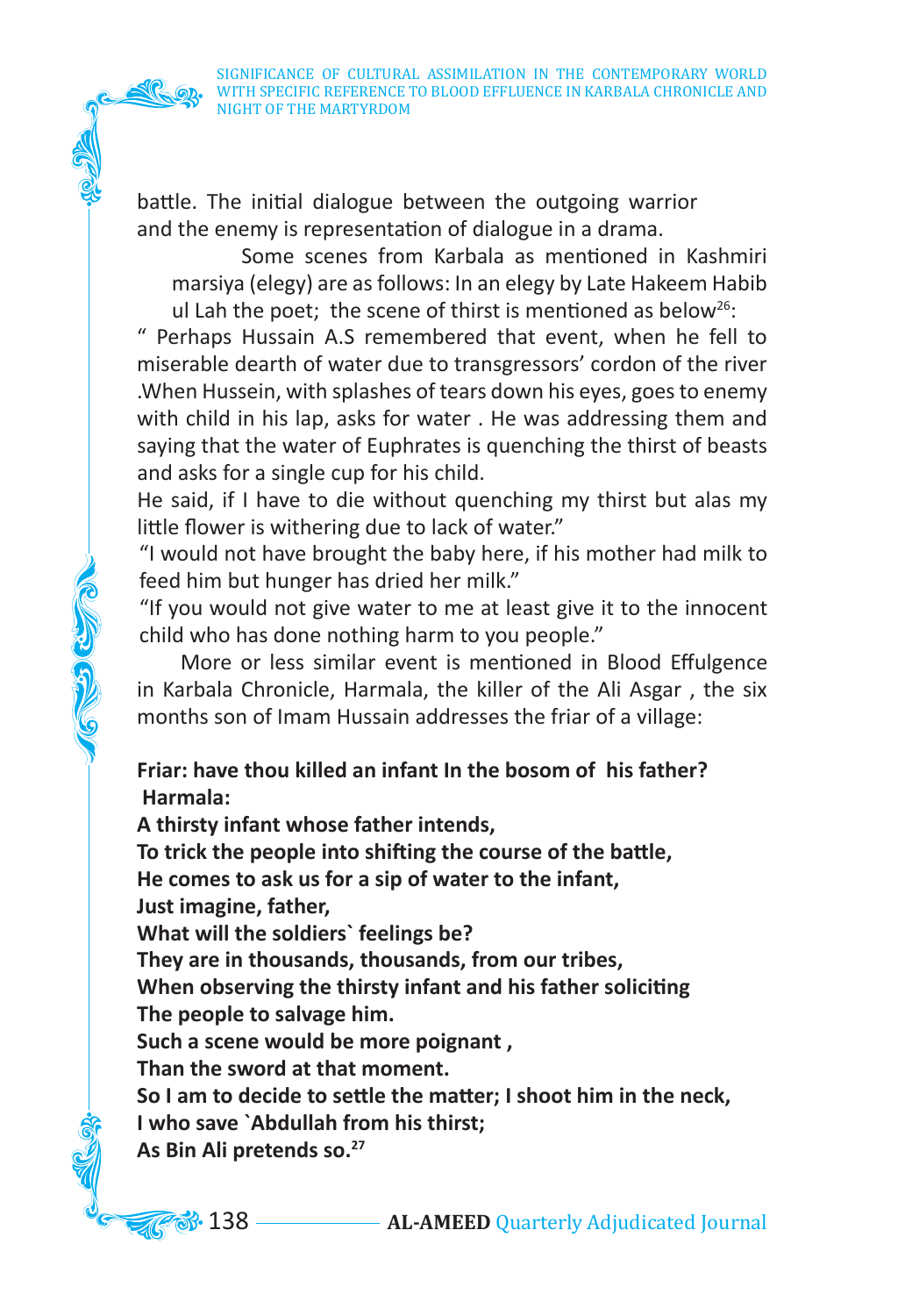battle. The initial dialogue between the outgoing warrior and the enemy is representation of dialogue in a drama.

Some scenes from Karbala as mentioned in Kashmiri marsiya (elegy) are as follows: In an elegy by Late Hakeem Habib ul Lah the poet; the scene of thirst is mentioned as below[26]:

" Perhaps Hussain A.S remembered that event, when he fell to miserable dearth of water due to transgressors' cordon of the river .When Hussein, with splashes of tears down his eyes, goes to enemy with child in his lap, asks for water . He was addressing them and saying that the water of Euphrates is quenching the thirst of beasts and asks for a single cup for his child.

He said, if I have to die without quenching my thirst but alas my little flower is withering due to lack of water."

"I would not have brought the baby here, if his mother had milk to feed him but hunger has dried her milk."

"If you would not give water to me at least give it to the innocent child who has done nothing harm to you people."

More or less similar event is mentioned in Blood Effulgence in Karbala Chronicle, Harmala, the killer of the Ali Asgar , the six months son of Imam Hussain addresses the friar of a village:

**Friar: have thou killed an infant In the bosom of his father?**
**Harmala:**
**A thirsty infant whose father intends,**
**To trick the people into shifting the course of the battle,**
**He comes to ask us for a sip of water to the infant,**
**Just imagine, father,**
**What will the soldiers` feelings be?**
**They are in thousands, thousands, from our tribes,**
**When observing the thirsty infant and his father soliciting**
**The people to salvage him.**
**Such a scene would be more poignant ,**
**Than the sword at that moment.**
**So I am to decide to settle the matter; I shoot him in the neck,**
**I who save `Abdullah from his thirst;**
**As Bin Ali pretends so.**[27]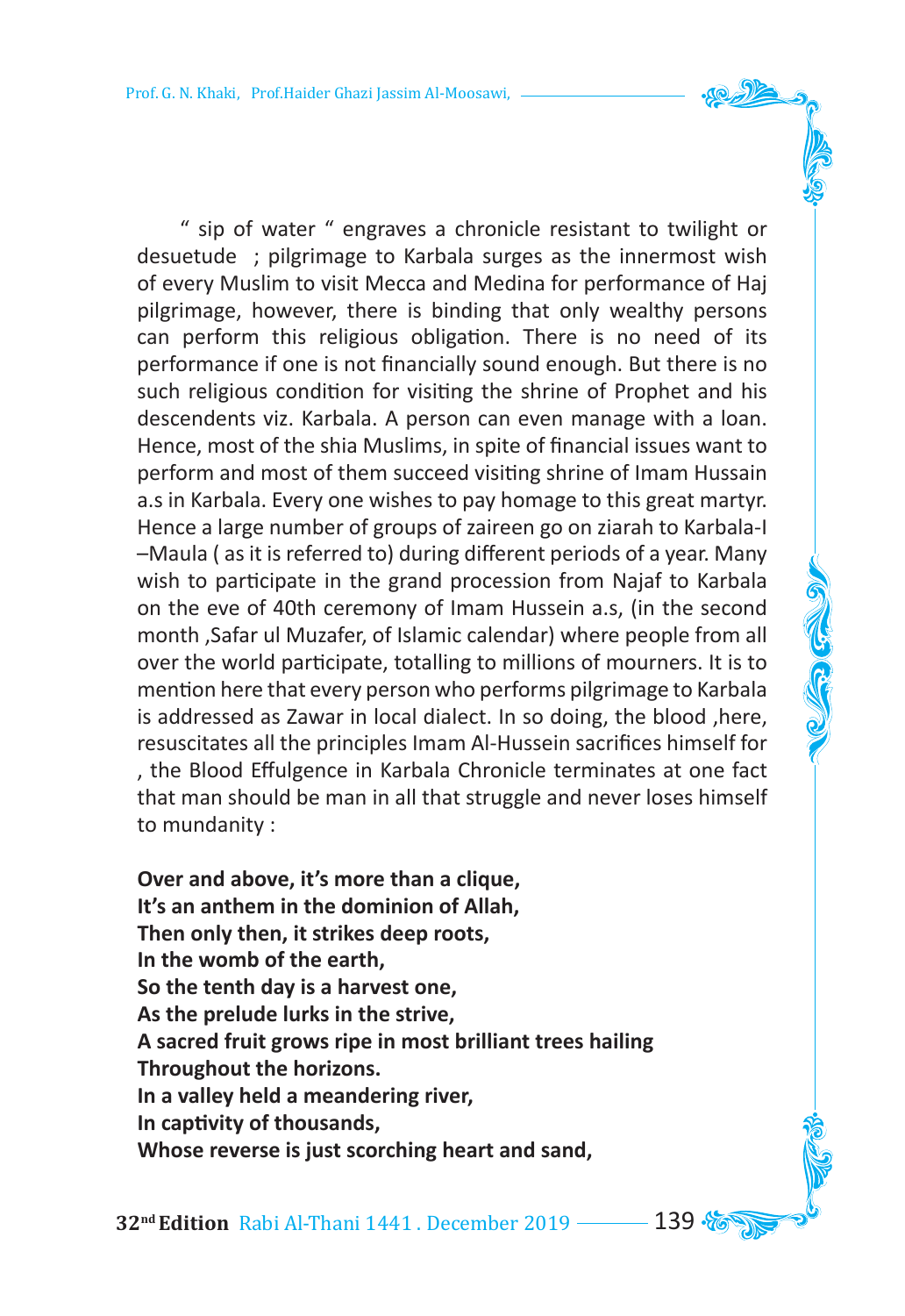" sip of water " engraves a chronicle resistant to twilight or desuetude ; pilgrimage to Karbala surges as the innermost wish of every Muslim to visit Mecca and Medina for performance of Haj pilgrimage, however, there is binding that only wealthy persons can perform this religious obligation. There is no need of its performance if one is not financially sound enough. But there is no such religious condition for visiting the shrine of Prophet and his descendents viz. Karbala. A person can even manage with a loan. Hence, most of the shia Muslims, in spite of financial issues want to perform and most of them succeed visiting shrine of Imam Hussain a.s in Karbala. Every one wishes to pay homage to this great martyr. Hence a large number of groups of zaireen go on ziarah to Karbala-I –Maula ( as it is referred to) during different periods of a year. Many wish to participate in the grand procession from Najaf to Karbala on the eve of 40th ceremony of Imam Hussein a.s, (in the second month ,Safar ul Muzafer, of Islamic calendar) where people from all over the world participate, totalling to millions of mourners. It is to mention here that every person who performs pilgrimage to Karbala is addressed as Zawar in local dialect. In so doing, the blood ,here, resuscitates all the principles Imam Al-Hussein sacrifices himself for , the Blood Effulgence in Karbala Chronicle terminates at one fact that man should be man in all that struggle and never loses himself to mundanity :

**Over and above, it's more than a clique,**
**It's an anthem in the dominion of Allah,**
**Then only then, it strikes deep roots,**
**In the womb of the earth,**
**So the tenth day is a harvest one,**
**As the prelude lurks in the strive,**
**A sacred fruit grows ripe in most brilliant trees hailing**
**Throughout the horizons.**
**In a valley held a meandering river,**
**In captivity of thousands,**
**Whose reverse is just scorching heart and sand,**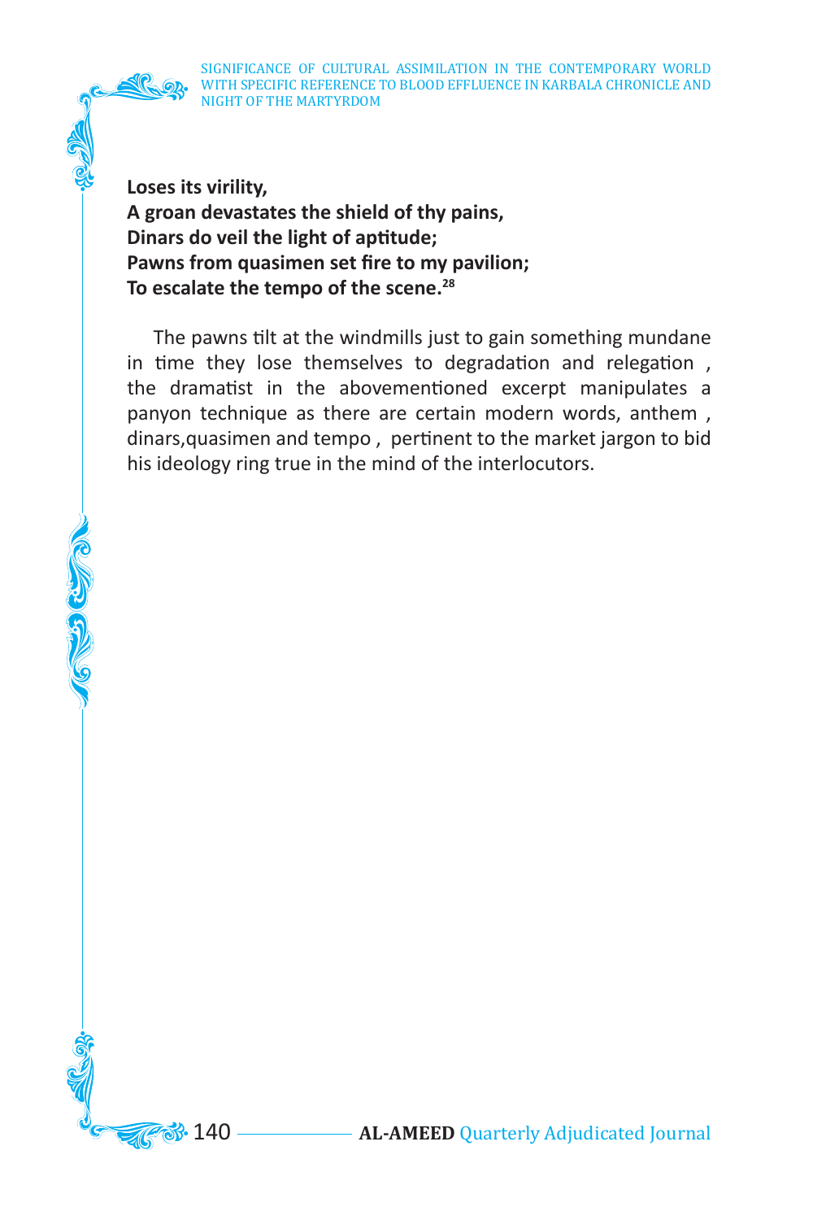**Loses its virility,**
**A groan devastates the shield of thy pains,**
**Dinars do veil the light of aptitude;**
**Pawns from quasimen set fire to my pavilion;**
**To escalate the tempo of the scene.**[28]

The pawns tilt at the windmills just to gain something mundane in time they lose themselves to degradation and relegation , the dramatist in the abovementioned excerpt manipulates a panyon technique as there are certain modern words, anthem , dinars,quasimen and tempo , pertinent to the market jargon to bid his ideology ring true in the mind of the interlocutors.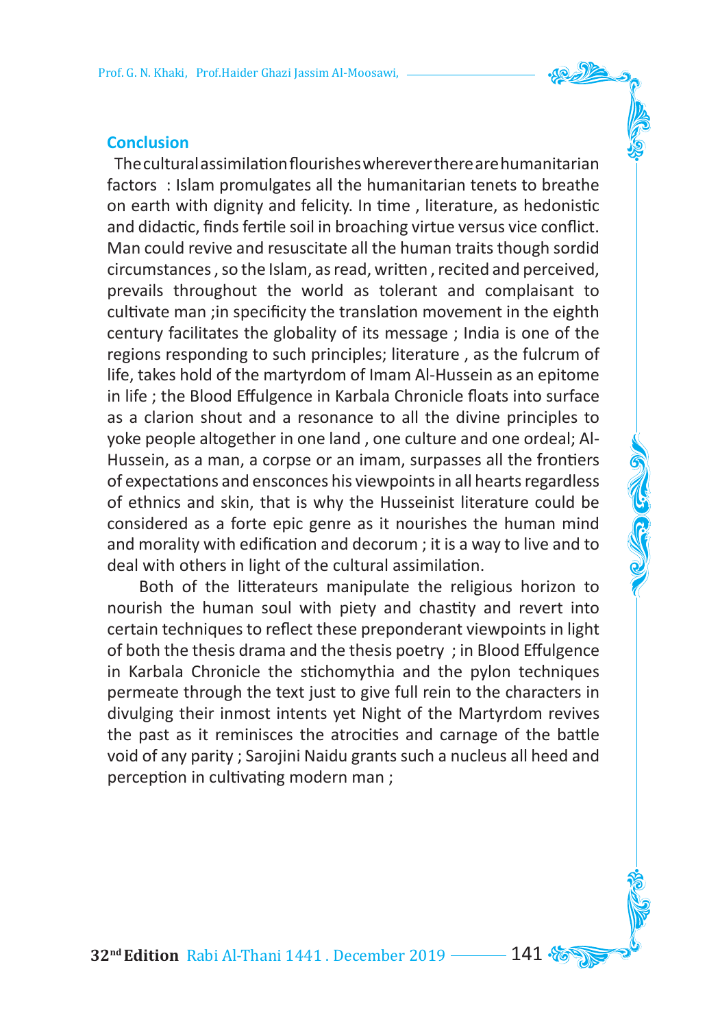## Conclusion

The cultural assimilation flourishes wherever there are humanitarian factors : Islam promulgates all the humanitarian tenets to breathe on earth with dignity and felicity. In time , literature, as hedonistic and didactic, finds fertile soil in broaching virtue versus vice conflict. Man could revive and resuscitate all the human traits though sordid circumstances , so the Islam, as read, written , recited and perceived, prevails throughout the world as tolerant and complaisant to cultivate man ;in specificity the translation movement in the eighth century facilitates the globality of its message ; India is one of the regions responding to such principles; literature , as the fulcrum of life, takes hold of the martyrdom of Imam Al-Hussein as an epitome in life ; the Blood Effulgence in Karbala Chronicle floats into surface as a clarion shout and a resonance to all the divine principles to yoke people altogether in one land , one culture and one ordeal; Al-Hussein, as a man, a corpse or an imam, surpasses all the frontiers of expectations and ensconces his viewpoints in all hearts regardless of ethnics and skin, that is why the Husseinist literature could be considered as a forte epic genre as it nourishes the human mind and morality with edification and decorum ; it is a way to live and to deal with others in light of the cultural assimilation.

Both of the litterateurs manipulate the religious horizon to nourish the human soul with piety and chastity and revert into certain techniques to reflect these preponderant viewpoints in light of both the thesis drama and the thesis poetry ; in Blood Effulgence in Karbala Chronicle the stichomythia and the pylon techniques permeate through the text just to give full rein to the characters in divulging their inmost intents yet Night of the Martyrdom revives the past as it reminisces the atrocities and carnage of the battle void of any parity ; Sarojini Naidu grants such a nucleus all heed and perception in cultivating modern man ;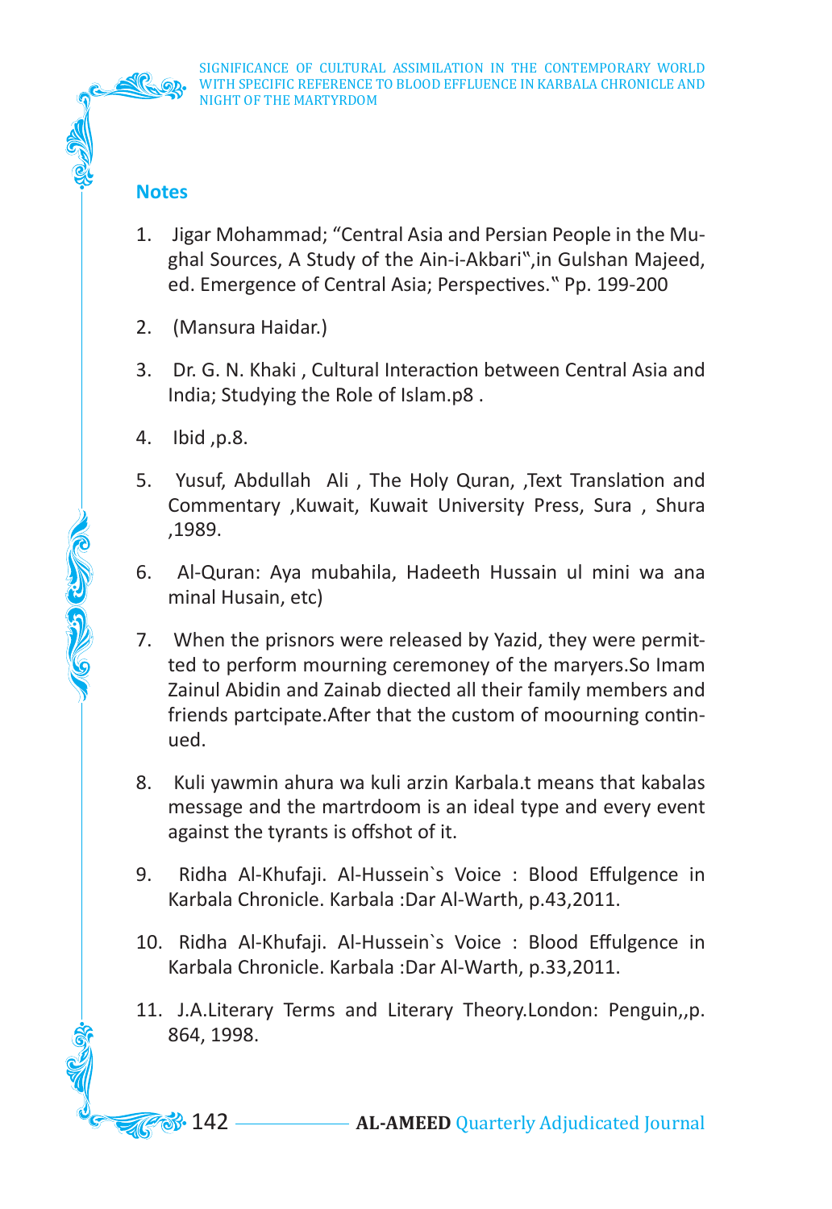## Notes

1. Jigar Mohammad; “Central Asia and Persian People in the Mughal Sources, A Study of the Ain-i-Akbari‟,in Gulshan Majeed, ed. Emergence of Central Asia; Perspectives.‟ Pp. 199-200

2. (Mansura Haidar.)

3. Dr. G. N. Khaki , Cultural Interaction between Central Asia and India; Studying the Role of Islam.p8 .

4. Ibid ,p.8.

5. Yusuf, Abdullah Ali , The Holy Quran, ,Text Translation and Commentary ,Kuwait, Kuwait University Press, Sura , Shura ,1989.

6. Al-Quran: Aya mubahila, Hadeeth Hussain ul mini wa ana minal Husain, etc)

7. When the prisnors were released by Yazid, they were permitted to perform mourning ceremoney of the maryers.So Imam Zainul Abidin and Zainab diected all their family members and friends partcipate.After that the custom of moourning continued.

8. Kuli yawmin ahura wa kuli arzin Karbala.t means that kabalas message and the martrdoom is an ideal type and every event against the tyrants is offshot of it.

9. Ridha Al-Khufaji. Al-Hussein`s Voice : Blood Effulgence in Karbala Chronicle. Karbala :Dar Al-Warth, p.43,2011.

10. Ridha Al-Khufaji. Al-Hussein`s Voice : Blood Effulgence in Karbala Chronicle. Karbala :Dar Al-Warth, p.33,2011.

11. J.A.Literary Terms and Literary Theory.London: Penguin,,p. 864, 1998.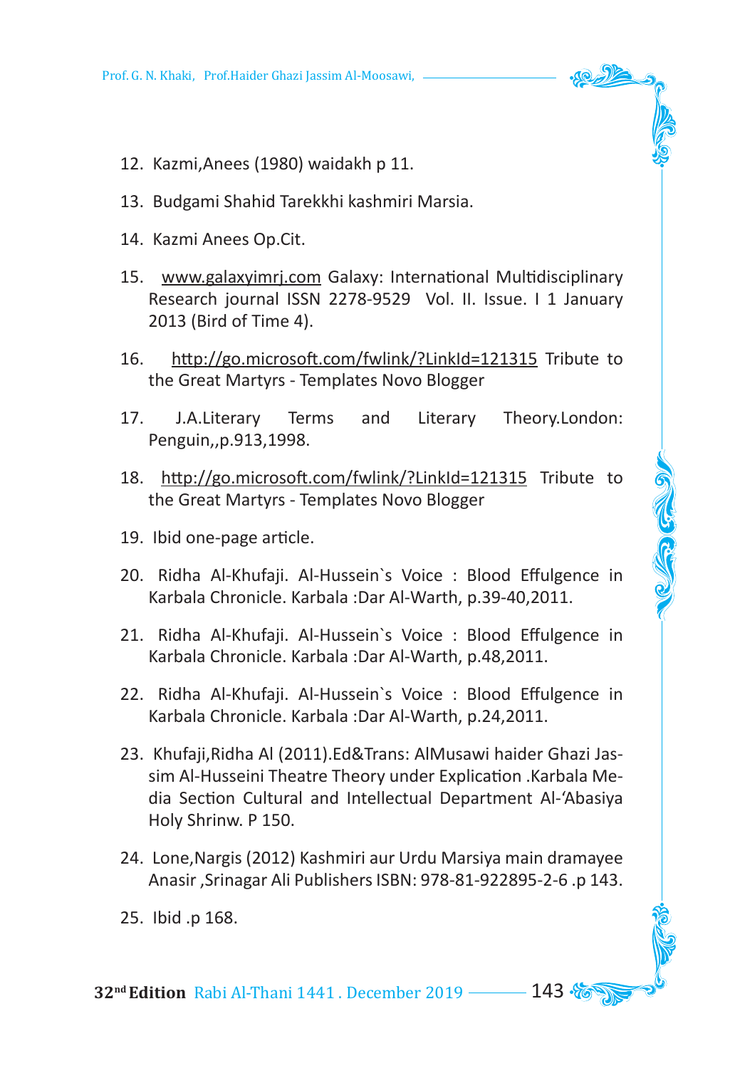12. Kazmi,Anees (1980) waidakh p 11.
13. Budgami Shahid Tarekkhi kashmiri Marsia.
14. Kazmi Anees Op.Cit.
15. www.galaxyimrj.com Galaxy: International Multidisciplinary Research journal ISSN 2278-9529 Vol. II. Issue. I 1 January 2013 (Bird of Time 4).
16. http://go.microsoft.com/fwlink/?LinkId=121315 Tribute to the Great Martyrs - Templates Novo Blogger
17. J.A.Literary Terms and Literary Theory.London: Penguin,,p.913,1998.
18. http://go.microsoft.com/fwlink/?LinkId=121315 Tribute to the Great Martyrs - Templates Novo Blogger
19. Ibid one-page article.
20. Ridha Al-Khufaji. Al-Hussein`s Voice : Blood Effulgence in Karbala Chronicle. Karbala :Dar Al-Warth, p.39-40,2011.
21. Ridha Al-Khufaji. Al-Hussein`s Voice : Blood Effulgence in Karbala Chronicle. Karbala :Dar Al-Warth, p.48,2011.
22. Ridha Al-Khufaji. Al-Hussein`s Voice : Blood Effulgence in Karbala Chronicle. Karbala :Dar Al-Warth, p.24,2011.
23. Khufaji,Ridha Al (2011).Ed&Trans: AlMusawi haider Ghazi Jassim Al-Husseini Theatre Theory under Explication .Karbala Media Section Cultural and Intellectual Department Al-'Abasiya Holy Shrinw. P 150.
24. Lone,Nargis (2012) Kashmiri aur Urdu Marsiya main dramayee Anasir ,Srinagar Ali Publishers ISBN: 978-81-922895-2-6 .p 143.
25. Ibid .p 168.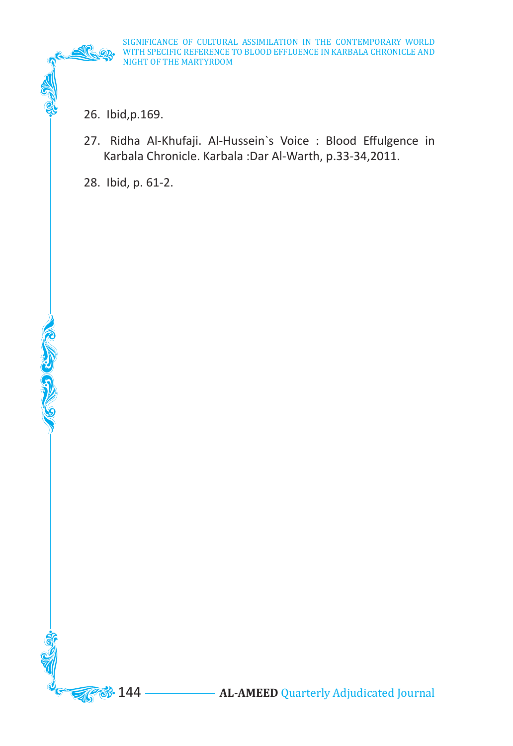26. Ibid,p.169.

27. Ridha Al-Khufaji. Al-Hussein`s Voice : Blood Effulgence in Karbala Chronicle. Karbala :Dar Al-Warth, p.33-34,2011.

28. Ibid, p. 61-2.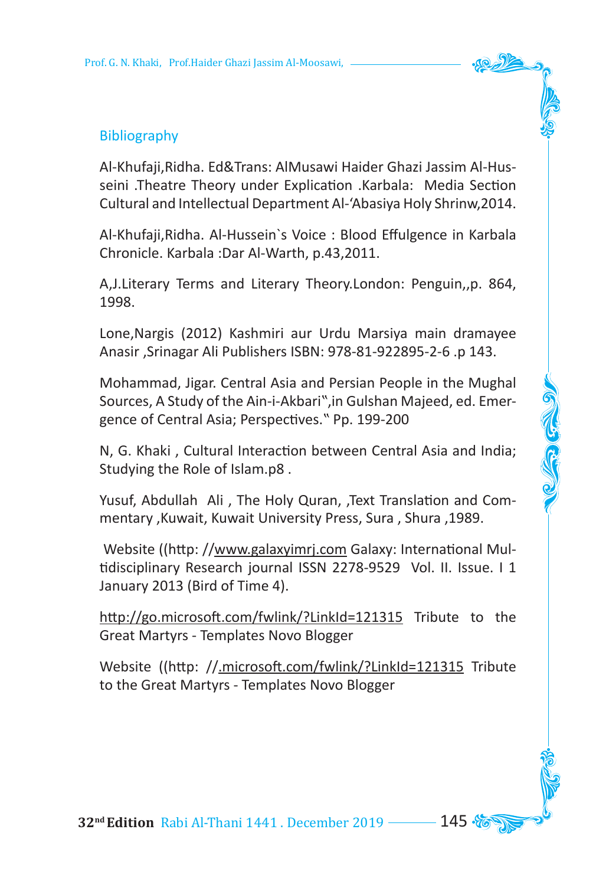## Bibliography

Al-Khufaji,Ridha. Ed&Trans: AlMusawi Haider Ghazi Jassim Al-Husseini .Theatre Theory under Explication .Karbala: Media Section Cultural and Intellectual Department Al-'Abasiya Holy Shrinw,2014.

Al-Khufaji,Ridha. Al-Hussein`s Voice : Blood Effulgence in Karbala Chronicle. Karbala :Dar Al-Warth, p.43,2011.

A,J.Literary Terms and Literary Theory.London: Penguin,,p. 864, 1998.

Lone,Nargis (2012) Kashmiri aur Urdu Marsiya main dramayee Anasir ,Srinagar Ali Publishers ISBN: 978-81-922895-2-6 .p 143.

Mohammad, Jigar. Central Asia and Persian People in the Mughal Sources, A Study of the Ain-i-Akbari",in Gulshan Majeed, ed. Emergence of Central Asia; Perspectives." Pp. 199-200

N, G. Khaki , Cultural Interaction between Central Asia and India; Studying the Role of Islam.p8 .

Yusuf, Abdullah Ali , The Holy Quran, ,Text Translation and Commentary ,Kuwait, Kuwait University Press, Sura , Shura ,1989.

Website ((http: //www.galaxyimrj.com Galaxy: International Multidisciplinary Research journal ISSN 2278-9529 Vol. II. Issue. I 1 January 2013 (Bird of Time 4).

http://go.microsoft.com/fwlink/?LinkId=121315 Tribute to the Great Martyrs - Templates Novo Blogger

Website ((http: //.microsoft.com/fwlink/?LinkId=121315 Tribute to the Great Martyrs - Templates Novo Blogger